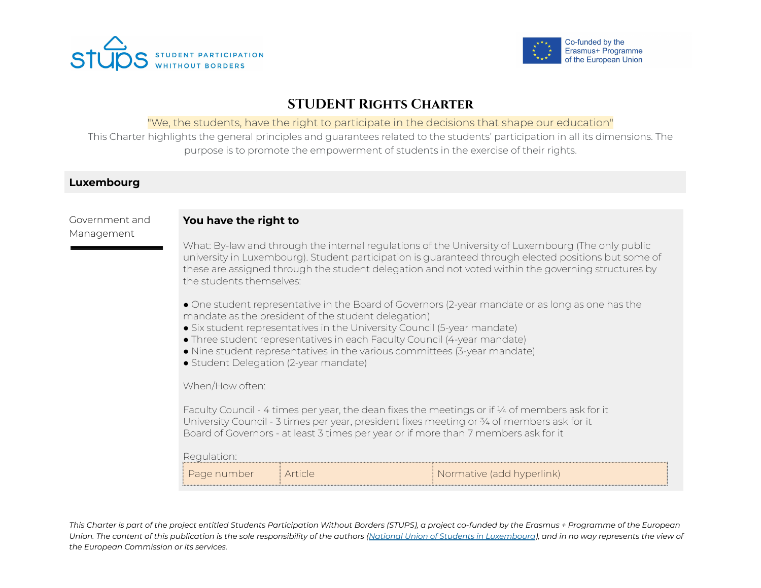STUDENT PARTICIPATION WHITHOUT BORDERS

Co-funded by the Erasmus+ Programme of the European Union

# STUDENT RIGHTS CHARTER

"We, the students, have the right to participate in the decisions that shape our education"

This Charter highlights the general principles and guarantees related to the students' participation in all its dimensions. The purpose is to promote the empowerment of students in the exercise of their rights.

## Luxembourg

### Government and Management

**You have the right to**

What: By-law and through the internal regulations of the University of Luxembourg (The only public university in Luxembourg). Student participation is guaranteed through elected positions but some of these are assigned through the student delegation and not voted within the governing structures by the students themselves:

- One student representative in the Board of Governors (2-year mandate or as long as one has the mandate as the president of the student delegation)
- Six student representatives in the University Council (5-year mandate)
- Three student representatives in each Faculty Council (4-year mandate)
- Nine student representatives in the various committees (3-year mandate)
- Student Delegation (2-year mandate)

When/How often:

Faculty Council - 4 times per year, the dean fixes the meetings or if ¼ of members ask for it
University Council - 3 times per year, president fixes meeting or ¾ of members ask for it
Board of Governors - at least 3 times per year or if more than 7 members ask for it

Regulation:

| Page number | Article | Normative (add hyperlink) |
|---|---|---|

*This Charter is part of the project entitled Students Participation Without Borders (STUPS), a project co-funded by the Erasmus + Programme of the European Union. The content of this publication is the sole responsibility of the authors (National Union of Students in Luxembourg), and in no way represents the view of the European Commission or its services.*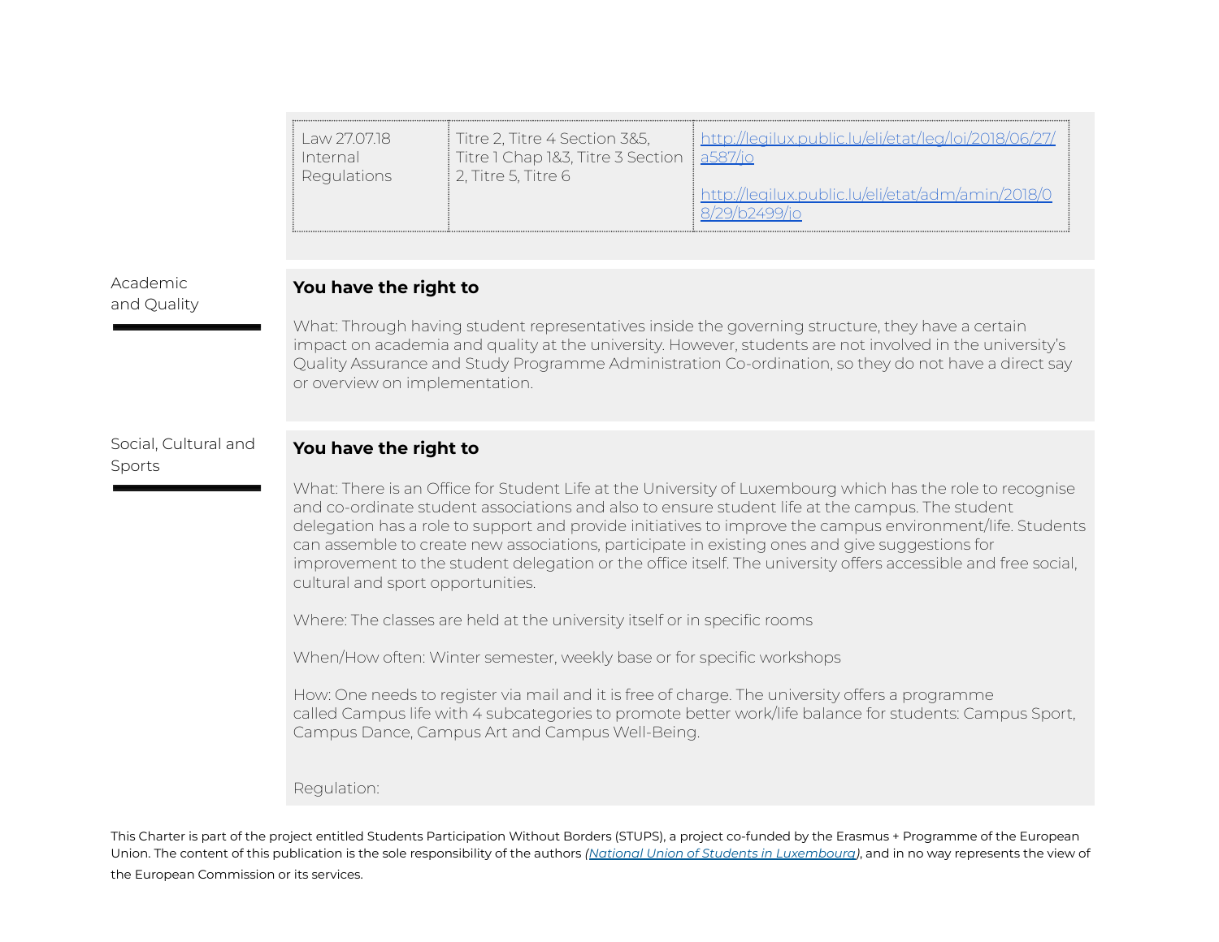| Law 27.07.18 Internal Regulations | Titre 2, Titre 4 Section 3&5, Titre 1 Chap 1&3, Titre 3 Section 2, Titre 5, Titre 6 | http://legilux.public.lu/eli/etat/leg/loi/2018/06/27/a587/jo<br><br>http://legilux.public.lu/eli/etat/adm/amin/2018/08/29/b2499/jo |
|---|---|---|

## Academic and Quality

**You have the right to**

What: Through having student representatives inside the governing structure, they have a certain impact on academia and quality at the university. However, students are not involved in the university's Quality Assurance and Study Programme Administration Co-ordination, so they do not have a direct say or overview on implementation.

## Social, Cultural and Sports

**You have the right to**

What: There is an Office for Student Life at the University of Luxembourg which has the role to recognise and co-ordinate student associations and also to ensure student life at the campus. The student delegation has a role to support and provide initiatives to improve the campus environment/life. Students can assemble to create new associations, participate in existing ones and give suggestions for improvement to the student delegation or the office itself. The university offers accessible and free social, cultural and sport opportunities.

Where: The classes are held at the university itself or in specific rooms

When/How often: Winter semester, weekly base or for specific workshops

How: One needs to register via mail and it is free of charge. The university offers a programme called Campus life with 4 subcategories to promote better work/life balance for students: Campus Sport, Campus Dance, Campus Art and Campus Well-Being.

Regulation:

This Charter is part of the project entitled Students Participation Without Borders (STUPS), a project co-funded by the Erasmus + Programme of the European Union. The content of this publication is the sole responsibility of the authors *(National Union of Students in Luxembourg)*, and in no way represents the view of the European Commission or its services.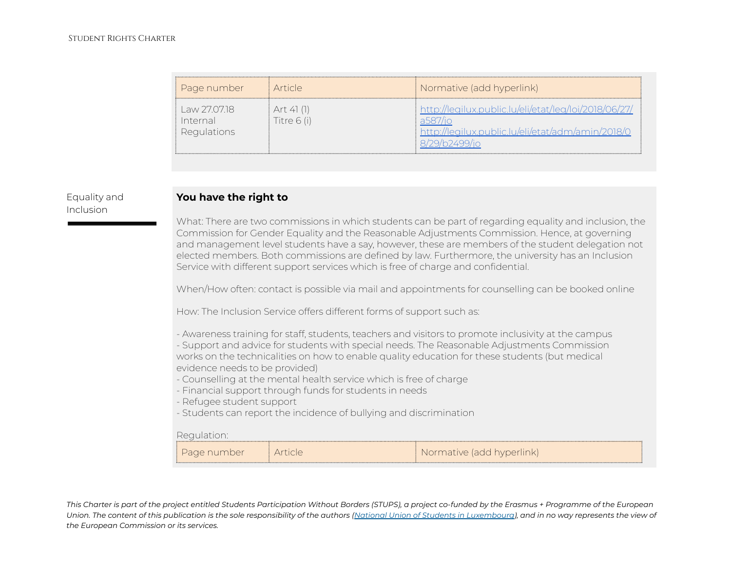| Page number | Article | Normative (add hyperlink) |
| --- | --- | --- |
| Law 27.07.18<br>Internal Regulations | Art 41 (1)<br>Titre 6 (i) | [http://legilux.public.lu/eli/etat/leg/loi/2018/06/27/a587/jo](http://legilux.public.lu/eli/etat/leg/loi/2018/06/27/a587/jo)<br>[http://legilux.public.lu/eli/etat/adm/amin/2018/08/29/b2499/jo](http://legilux.public.lu/eli/etat/adm/amin/2018/08/29/b2499/jo) |

## Equality and Inclusion

**You have the right to**

What: There are two commissions in which students can be part of regarding equality and inclusion, the Commission for Gender Equality and the Reasonable Adjustments Commission. Hence, at governing and management level students have a say, however, these are members of the student delegation not elected members. Both commissions are defined by law. Furthermore, the university has an Inclusion Service with different support services which is free of charge and confidential.

When/How often: contact is possible via mail and appointments for counselling can be booked online

How: The Inclusion Service offers different forms of support such as:

- Awareness training for staff, students, teachers and visitors to promote inclusivity at the campus
- Support and advice for students with special needs. The Reasonable Adjustments Commission works on the technicalities on how to enable quality education for these students (but medical evidence needs to be provided)
- Counselling at the mental health service which is free of charge
- Financial support through funds for students in needs
- Refugee student support
- Students can report the incidence of bullying and discrimination

Regulation:

| Page number | Article | Normative (add hyperlink) |
| --- | --- | --- |

*This Charter is part of the project entitled Students Participation Without Borders (STUPS), a project co-funded by the Erasmus + Programme of the European Union. The content of this publication is the sole responsibility of the authors (National Union of Students in Luxembourg), and in no way represents the view of the European Commission or its services.*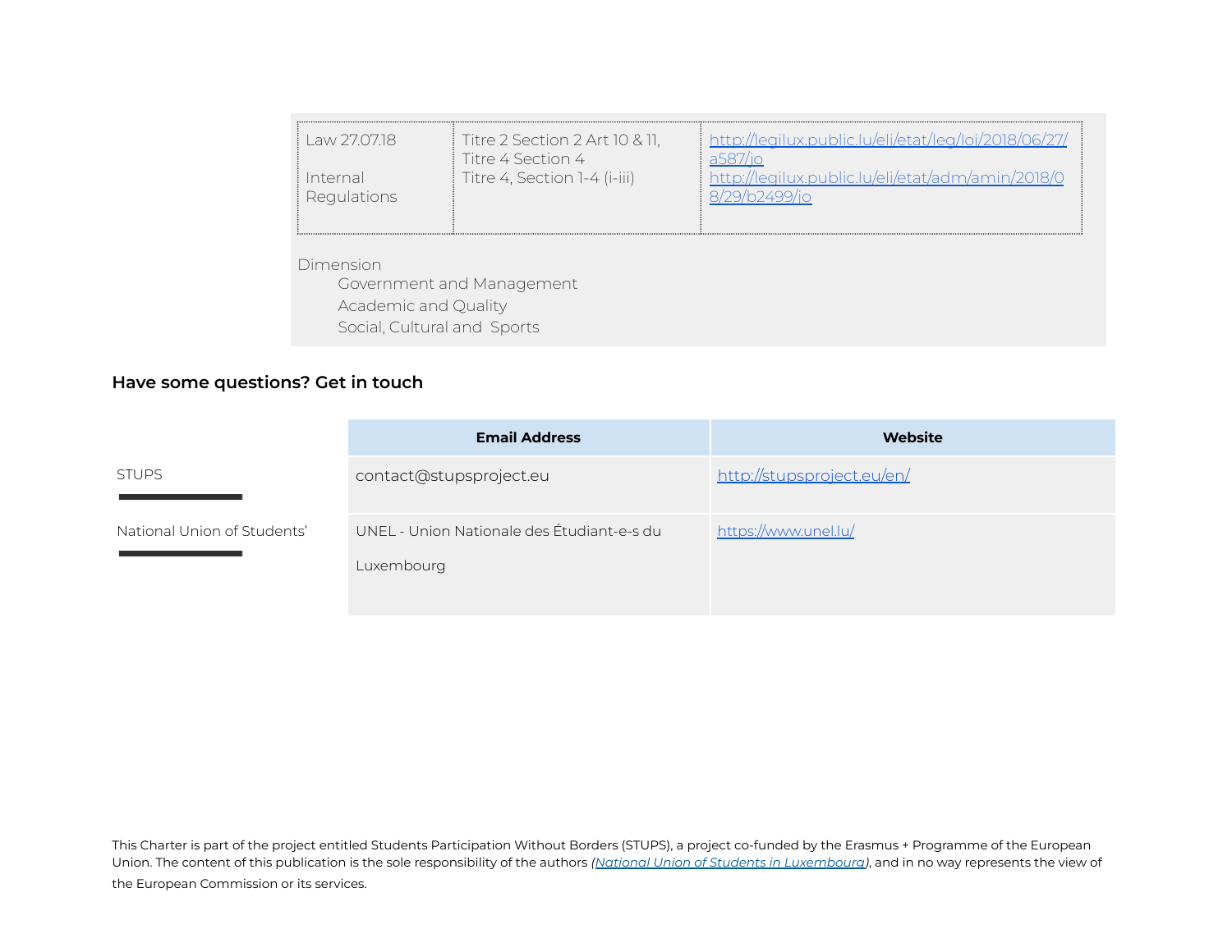| | | |
|---|---|---|
| Law 27.07.18<br><br>Internal Regulations | Titre 2 Section 2 Art 10 & 11, Titre 4 Section 4<br>Titre 4, Section 1-4 (i-iii) | http://legilux.public.lu/eli/etat/leg/loi/2018/06/27/a587/jo<br>http://legilux.public.lu/eli/etat/adm/amin/2018/08/29/b2499/jo |

Dimension

- Government and Management
- Academic and Quality
- Social, Cultural and Sports

## Have some questions? Get in touch

| | Email Address | Website |
|---|---|---|
| STUPS | contact@stupsproject.eu | http://stupsproject.eu/en/ |
| National Union of Students' | UNEL - Union Nationale des Étudiant-e-s du Luxembourg | https://www.unel.lu/ |

This Charter is part of the project entitled Students Participation Without Borders (STUPS), a project co-funded by the Erasmus + Programme of the European Union. The content of this publication is the sole responsibility of the authors *(National Union of Students in Luxembourg)*, and in no way represents the view of the European Commission or its services.